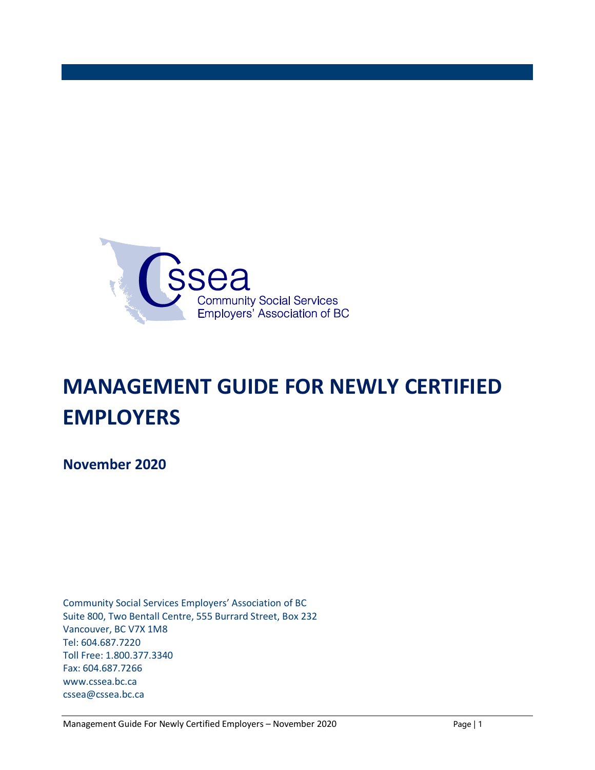cssea

Community Social Services Employers' Association of BC

# MANAGEMENT GUIDE FOR NEWLY CERTIFIED EMPLOYERS

**November 2020**

Community Social Services Employers' Association of BC
Suite 800, Two Bentall Centre, 555 Burrard Street, Box 232
Vancouver, BC V7X 1M8
Tel: 604.687.7220
Toll Free: 1.800.377.3340
Fax: 604.687.7266
www.cssea.bc.ca
cssea@cssea.bc.ca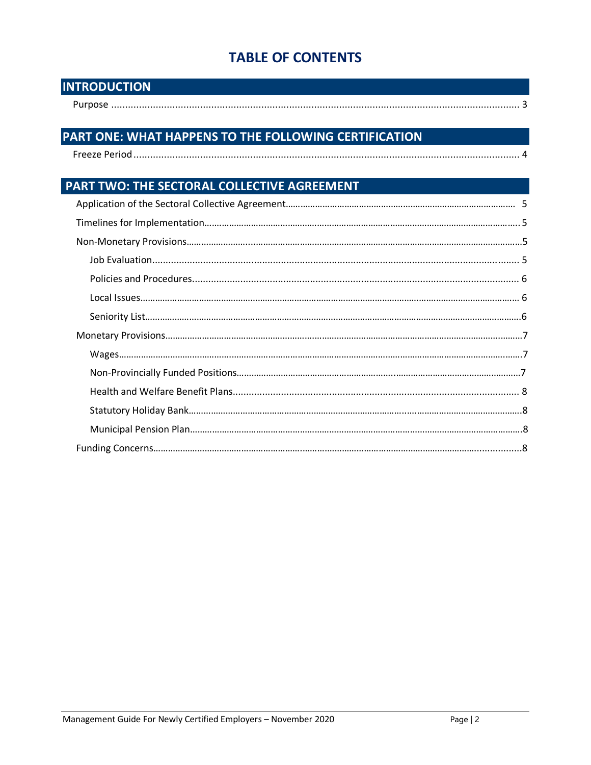# TABLE OF CONTENTS

## INTRODUCTION

Purpose ..................................................................................................................................... 3

## PART ONE: WHAT HAPPENS TO THE FOLLOWING CERTIFICATION

Freeze Period ............................................................................................................................ 4

## PART TWO: THE SECTORAL COLLECTIVE AGREEMENT

Application of the Sectoral Collective Agreement.............................................................................. 5

Timelines for Implementation........................................................................................................ 5

Non-Monetary Provisions.............................................................................................................. 5

- Job Evaluation.......................................................................................................................... 5
- Policies and Procedures............................................................................................................. 6
- Local Issues.............................................................................................................................. 6
- Seniority List............................................................................................................................ 6

Monetary Provisions..................................................................................................................... 7

- Wages...................................................................................................................................... 7
- Non-Provincially Funded Positions................................................................................................ 7
- Health and Welfare Benefit Plans................................................................................................. 8
- Statutory Holiday Bank............................................................................................................... 8
- Municipal Pension Plan............................................................................................................... 8

Funding Concerns......................................................................................................................... 8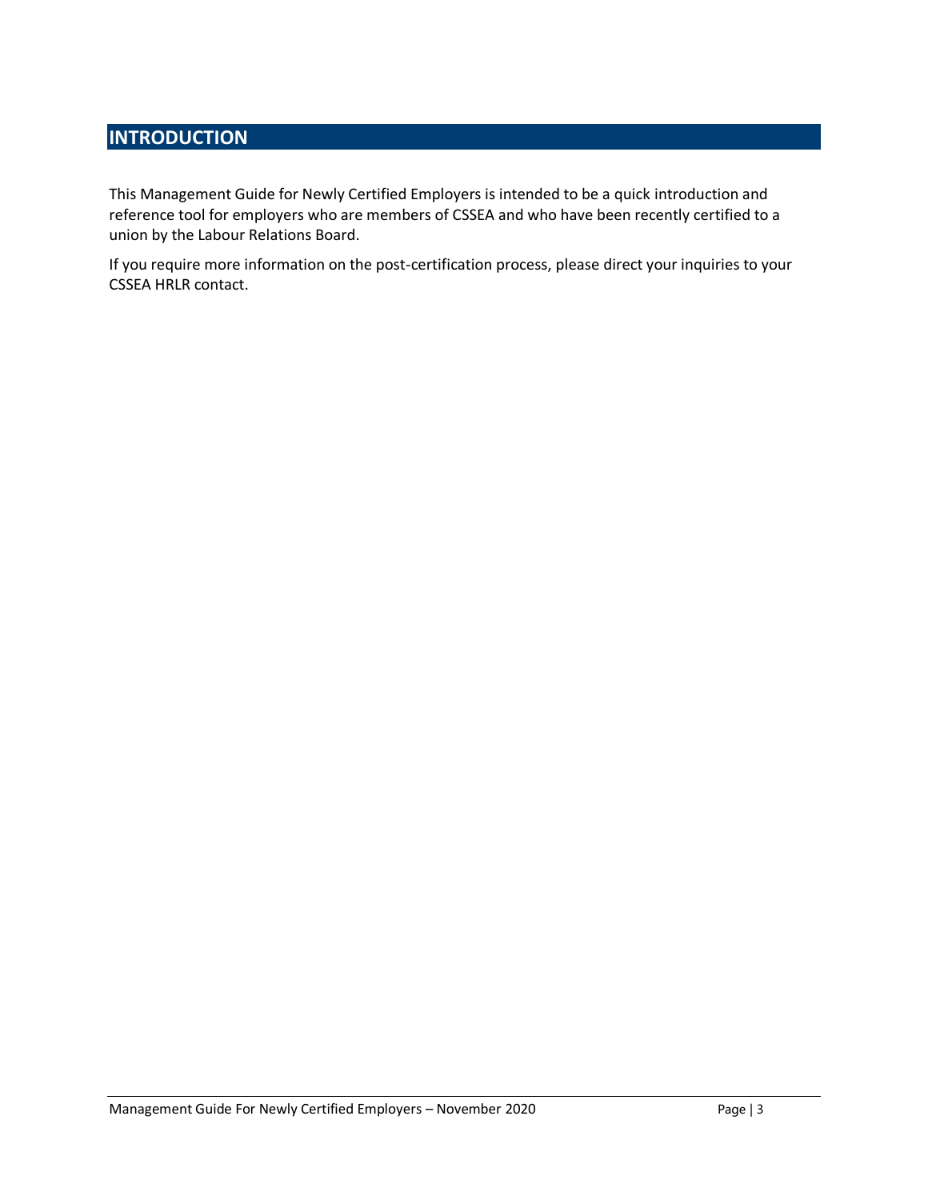## INTRODUCTION

This Management Guide for Newly Certified Employers is intended to be a quick introduction and reference tool for employers who are members of CSSEA and who have been recently certified to a union by the Labour Relations Board.

If you require more information on the post-certification process, please direct your inquiries to your CSSEA HRLR contact.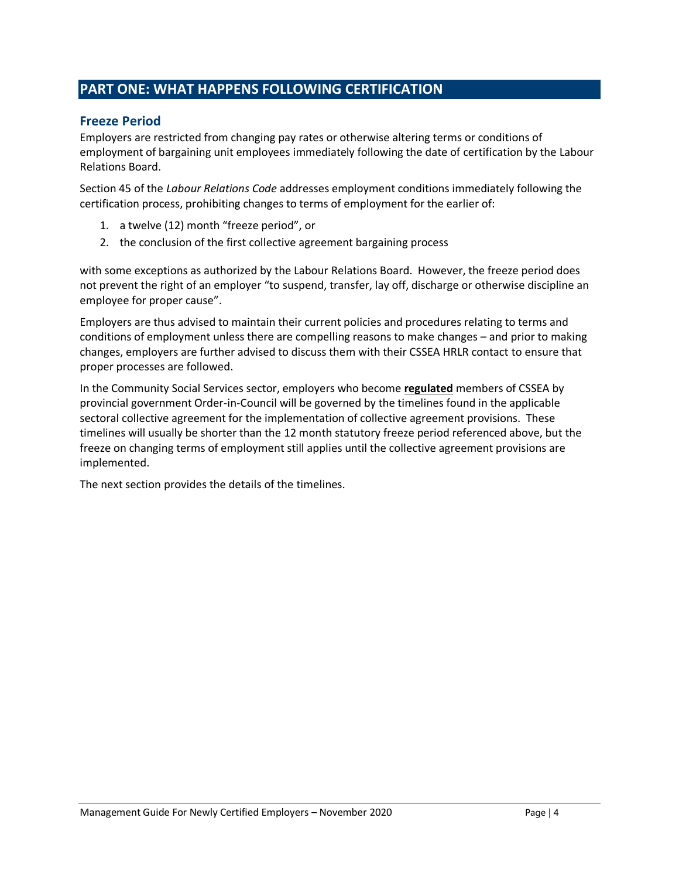# PART ONE: WHAT HAPPENS FOLLOWING CERTIFICATION

## Freeze Period

Employers are restricted from changing pay rates or otherwise altering terms or conditions of employment of bargaining unit employees immediately following the date of certification by the Labour Relations Board.

Section 45 of the *Labour Relations Code* addresses employment conditions immediately following the certification process, prohibiting changes to terms of employment for the earlier of:

1. a twelve (12) month "freeze period", or
2. the conclusion of the first collective agreement bargaining process

with some exceptions as authorized by the Labour Relations Board. However, the freeze period does not prevent the right of an employer "to suspend, transfer, lay off, discharge or otherwise discipline an employee for proper cause".

Employers are thus advised to maintain their current policies and procedures relating to terms and conditions of employment unless there are compelling reasons to make changes – and prior to making changes, employers are further advised to discuss them with their CSSEA HRLR contact to ensure that proper processes are followed.

In the Community Social Services sector, employers who become **regulated** members of CSSEA by provincial government Order-in-Council will be governed by the timelines found in the applicable sectoral collective agreement for the implementation of collective agreement provisions. These timelines will usually be shorter than the 12 month statutory freeze period referenced above, but the freeze on changing terms of employment still applies until the collective agreement provisions are implemented.

The next section provides the details of the timelines.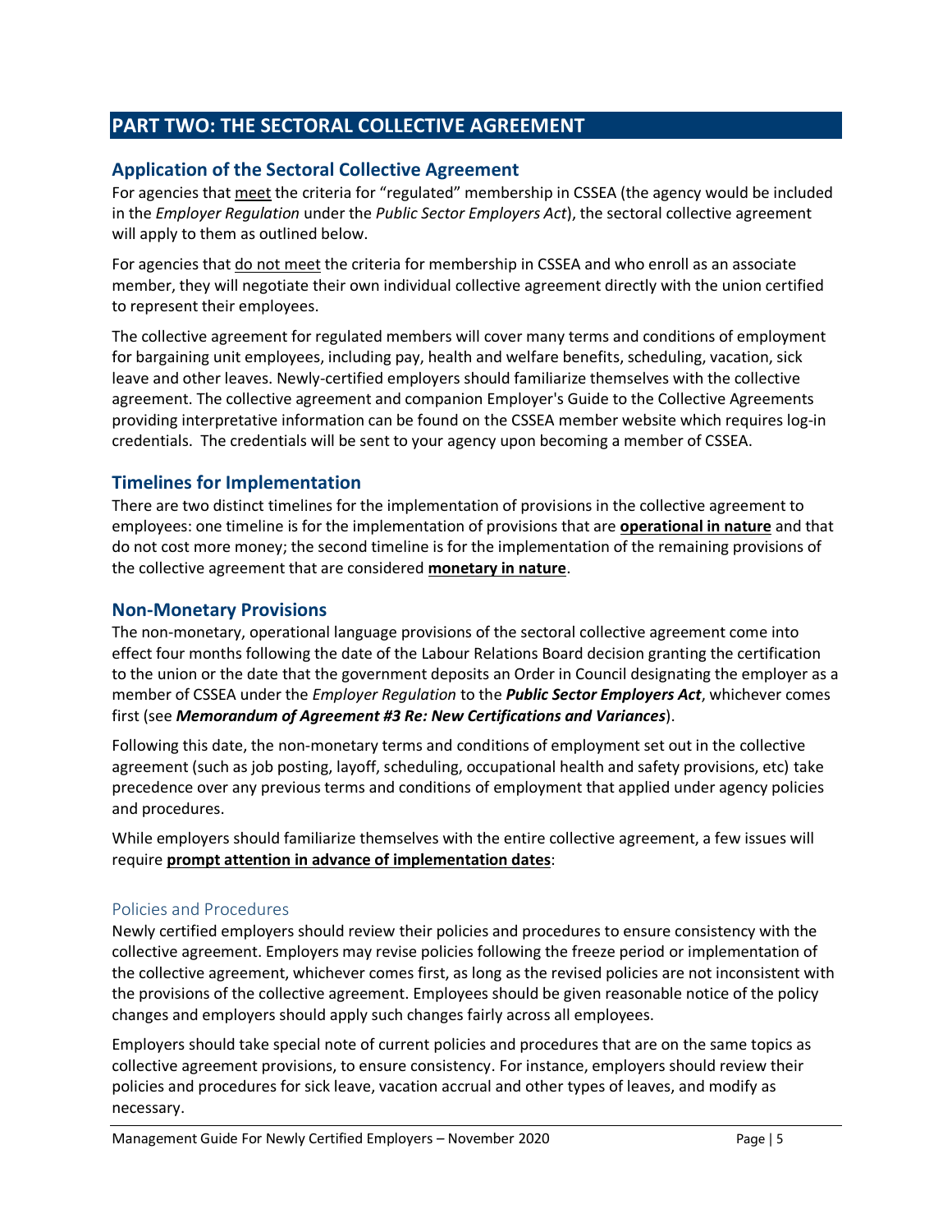# PART TWO: THE SECTORAL COLLECTIVE AGREEMENT

## Application of the Sectoral Collective Agreement

For agencies that meet the criteria for "regulated" membership in CSSEA (the agency would be included in the *Employer Regulation* under the *Public Sector Employers Act*), the sectoral collective agreement will apply to them as outlined below.

For agencies that do not meet the criteria for membership in CSSEA and who enroll as an associate member, they will negotiate their own individual collective agreement directly with the union certified to represent their employees.

The collective agreement for regulated members will cover many terms and conditions of employment for bargaining unit employees, including pay, health and welfare benefits, scheduling, vacation, sick leave and other leaves. Newly-certified employers should familiarize themselves with the collective agreement. The collective agreement and companion Employer's Guide to the Collective Agreements providing interpretative information can be found on the CSSEA member website which requires log-in credentials. The credentials will be sent to your agency upon becoming a member of CSSEA.

## Timelines for Implementation

There are two distinct timelines for the implementation of provisions in the collective agreement to employees: one timeline is for the implementation of provisions that are **operational in nature** and that do not cost more money; the second timeline is for the implementation of the remaining provisions of the collective agreement that are considered **monetary in nature**.

## Non-Monetary Provisions

The non-monetary, operational language provisions of the sectoral collective agreement come into effect four months following the date of the Labour Relations Board decision granting the certification to the union or the date that the government deposits an Order in Council designating the employer as a member of CSSEA under the *Employer Regulation* to the ***Public Sector Employers Act***, whichever comes first (see ***Memorandum of Agreement #3 Re: New Certifications and Variances***).

Following this date, the non-monetary terms and conditions of employment set out in the collective agreement (such as job posting, layoff, scheduling, occupational health and safety provisions, etc) take precedence over any previous terms and conditions of employment that applied under agency policies and procedures.

While employers should familiarize themselves with the entire collective agreement, a few issues will require **prompt attention in advance of implementation dates**:

### Policies and Procedures

Newly certified employers should review their policies and procedures to ensure consistency with the collective agreement. Employers may revise policies following the freeze period or implementation of the collective agreement, whichever comes first, as long as the revised policies are not inconsistent with the provisions of the collective agreement. Employees should be given reasonable notice of the policy changes and employers should apply such changes fairly across all employees.

Employers should take special note of current policies and procedures that are on the same topics as collective agreement provisions, to ensure consistency. For instance, employers should review their policies and procedures for sick leave, vacation accrual and other types of leaves, and modify as necessary.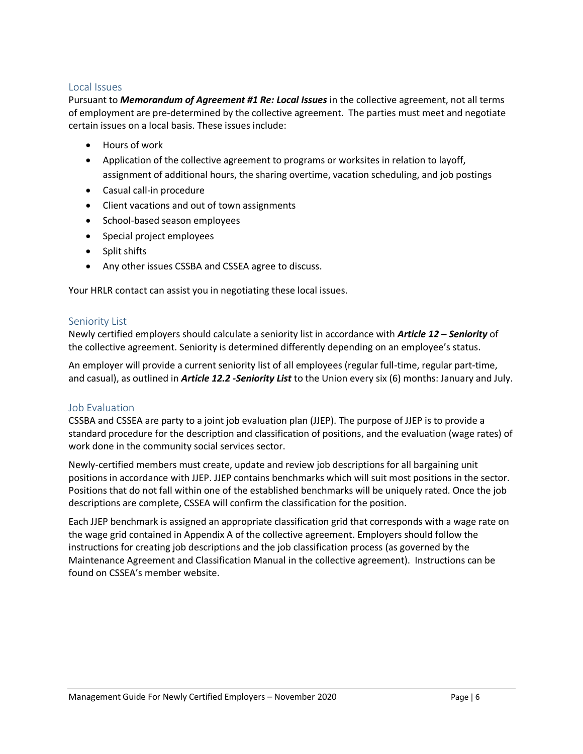## Local Issues

Pursuant to ***Memorandum of Agreement #1 Re: Local Issues*** in the collective agreement, not all terms of employment are pre-determined by the collective agreement. The parties must meet and negotiate certain issues on a local basis. These issues include:

- Hours of work
- Application of the collective agreement to programs or worksites in relation to layoff, assignment of additional hours, the sharing overtime, vacation scheduling, and job postings
- Casual call-in procedure
- Client vacations and out of town assignments
- School-based season employees
- Special project employees
- Split shifts
- Any other issues CSSBA and CSSEA agree to discuss.

Your HRLR contact can assist you in negotiating these local issues.

## Seniority List

Newly certified employers should calculate a seniority list in accordance with ***Article 12 – Seniority*** of the collective agreement. Seniority is determined differently depending on an employee's status.

An employer will provide a current seniority list of all employees (regular full-time, regular part-time, and casual), as outlined in ***Article 12.2 -Seniority List*** to the Union every six (6) months: January and July.

## Job Evaluation

CSSBA and CSSEA are party to a joint job evaluation plan (JJEP). The purpose of JJEP is to provide a standard procedure for the description and classification of positions, and the evaluation (wage rates) of work done in the community social services sector.

Newly-certified members must create, update and review job descriptions for all bargaining unit positions in accordance with JJEP. JJEP contains benchmarks which will suit most positions in the sector. Positions that do not fall within one of the established benchmarks will be uniquely rated. Once the job descriptions are complete, CSSEA will confirm the classification for the position.

Each JJEP benchmark is assigned an appropriate classification grid that corresponds with a wage rate on the wage grid contained in Appendix A of the collective agreement. Employers should follow the instructions for creating job descriptions and the job classification process (as governed by the Maintenance Agreement and Classification Manual in the collective agreement). Instructions can be found on CSSEA's member website.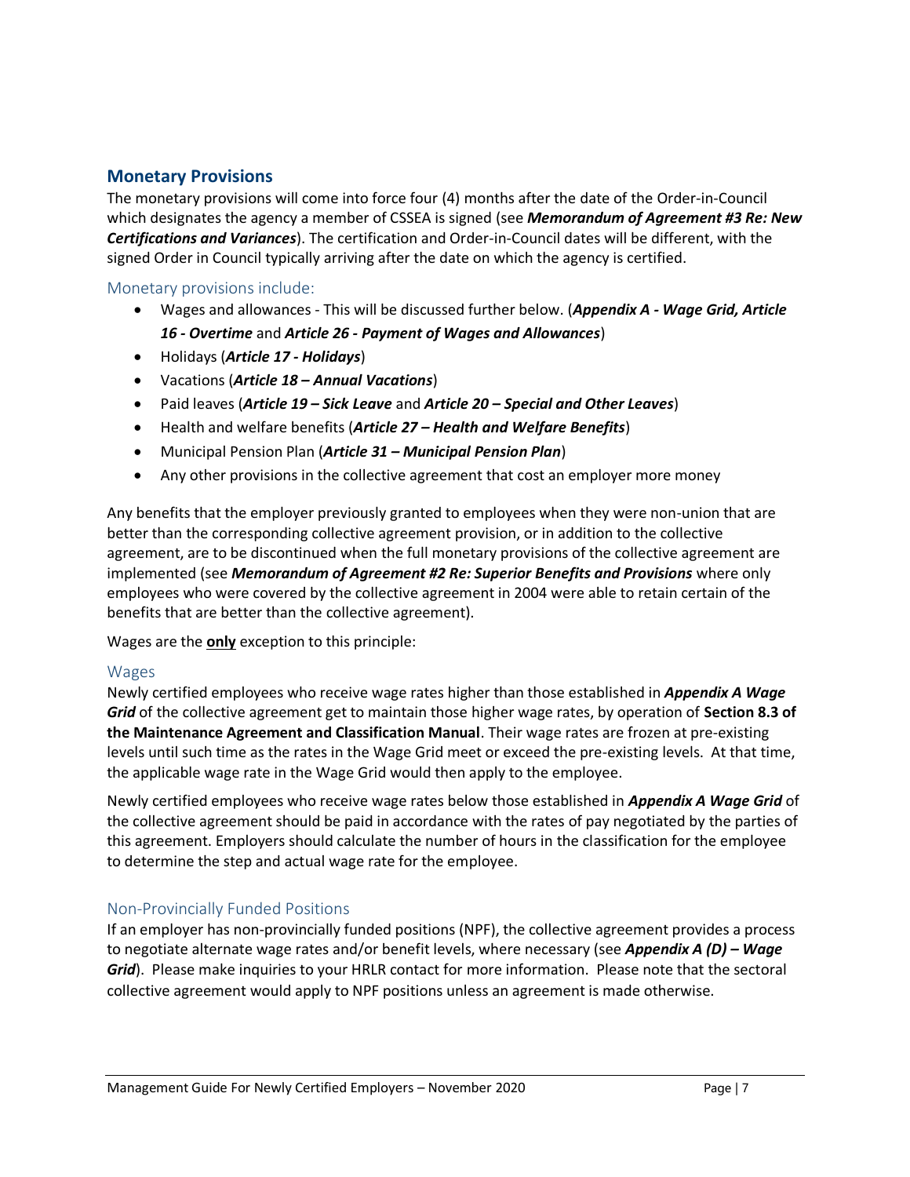## Monetary Provisions

The monetary provisions will come into force four (4) months after the date of the Order-in-Council which designates the agency a member of CSSEA is signed (see ***Memorandum of Agreement #3 Re: New Certifications and Variances***). The certification and Order-in-Council dates will be different, with the signed Order in Council typically arriving after the date on which the agency is certified.

### Monetary provisions include:

- Wages and allowances - This will be discussed further below. (***Appendix A - Wage Grid, Article 16 - Overtime*** and ***Article 26 - Payment of Wages and Allowances***)
- Holidays (***Article 17 - Holidays***)
- Vacations (***Article 18 – Annual Vacations***)
- Paid leaves (***Article 19 – Sick Leave*** and ***Article 20 – Special and Other Leaves***)
- Health and welfare benefits (***Article 27 – Health and Welfare Benefits***)
- Municipal Pension Plan (***Article 31 – Municipal Pension Plan***)
- Any other provisions in the collective agreement that cost an employer more money

Any benefits that the employer previously granted to employees when they were non-union that are better than the corresponding collective agreement provision, or in addition to the collective agreement, are to be discontinued when the full monetary provisions of the collective agreement are implemented (see ***Memorandum of Agreement #2 Re: Superior Benefits and Provisions*** where only employees who were covered by the collective agreement in 2004 were able to retain certain of the benefits that are better than the collective agreement).

Wages are the **only** exception to this principle:

### Wages

Newly certified employees who receive wage rates higher than those established in ***Appendix A Wage Grid*** of the collective agreement get to maintain those higher wage rates, by operation of **Section 8.3 of the Maintenance Agreement and Classification Manual**. Their wage rates are frozen at pre-existing levels until such time as the rates in the Wage Grid meet or exceed the pre-existing levels. At that time, the applicable wage rate in the Wage Grid would then apply to the employee.

Newly certified employees who receive wage rates below those established in ***Appendix A Wage Grid*** of the collective agreement should be paid in accordance with the rates of pay negotiated by the parties of this agreement. Employers should calculate the number of hours in the classification for the employee to determine the step and actual wage rate for the employee.

### Non-Provincially Funded Positions

If an employer has non-provincially funded positions (NPF), the collective agreement provides a process to negotiate alternate wage rates and/or benefit levels, where necessary (see ***Appendix A (D) – Wage Grid***). Please make inquiries to your HRLR contact for more information. Please note that the sectoral collective agreement would apply to NPF positions unless an agreement is made otherwise.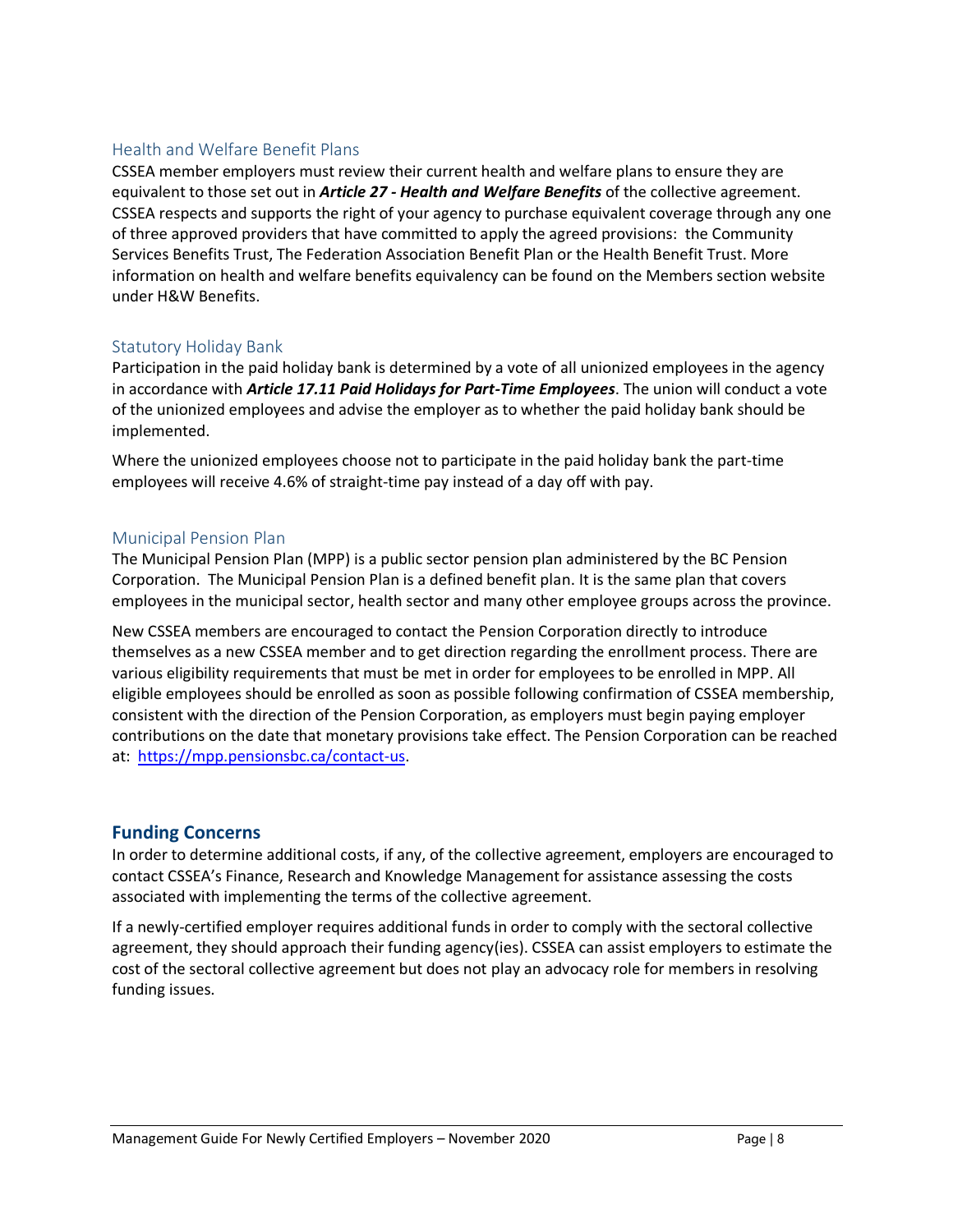### Health and Welfare Benefit Plans

CSSEA member employers must review their current health and welfare plans to ensure they are equivalent to those set out in ***Article 27 - Health and Welfare Benefits*** of the collective agreement. CSSEA respects and supports the right of your agency to purchase equivalent coverage through any one of three approved providers that have committed to apply the agreed provisions: the Community Services Benefits Trust, The Federation Association Benefit Plan or the Health Benefit Trust. More information on health and welfare benefits equivalency can be found on the Members section website under H&W Benefits.

### Statutory Holiday Bank

Participation in the paid holiday bank is determined by a vote of all unionized employees in the agency in accordance with ***Article 17.11 Paid Holidays for Part-Time Employees***. The union will conduct a vote of the unionized employees and advise the employer as to whether the paid holiday bank should be implemented.

Where the unionized employees choose not to participate in the paid holiday bank the part-time employees will receive 4.6% of straight-time pay instead of a day off with pay.

### Municipal Pension Plan

The Municipal Pension Plan (MPP) is a public sector pension plan administered by the BC Pension Corporation. The Municipal Pension Plan is a defined benefit plan. It is the same plan that covers employees in the municipal sector, health sector and many other employee groups across the province.

New CSSEA members are encouraged to contact the Pension Corporation directly to introduce themselves as a new CSSEA member and to get direction regarding the enrollment process. There are various eligibility requirements that must be met in order for employees to be enrolled in MPP. All eligible employees should be enrolled as soon as possible following confirmation of CSSEA membership, consistent with the direction of the Pension Corporation, as employers must begin paying employer contributions on the date that monetary provisions take effect. The Pension Corporation can be reached at: https://mpp.pensionsbc.ca/contact-us.

## Funding Concerns

In order to determine additional costs, if any, of the collective agreement, employers are encouraged to contact CSSEA's Finance, Research and Knowledge Management for assistance assessing the costs associated with implementing the terms of the collective agreement.

If a newly-certified employer requires additional funds in order to comply with the sectoral collective agreement, they should approach their funding agency(ies). CSSEA can assist employers to estimate the cost of the sectoral collective agreement but does not play an advocacy role for members in resolving funding issues.